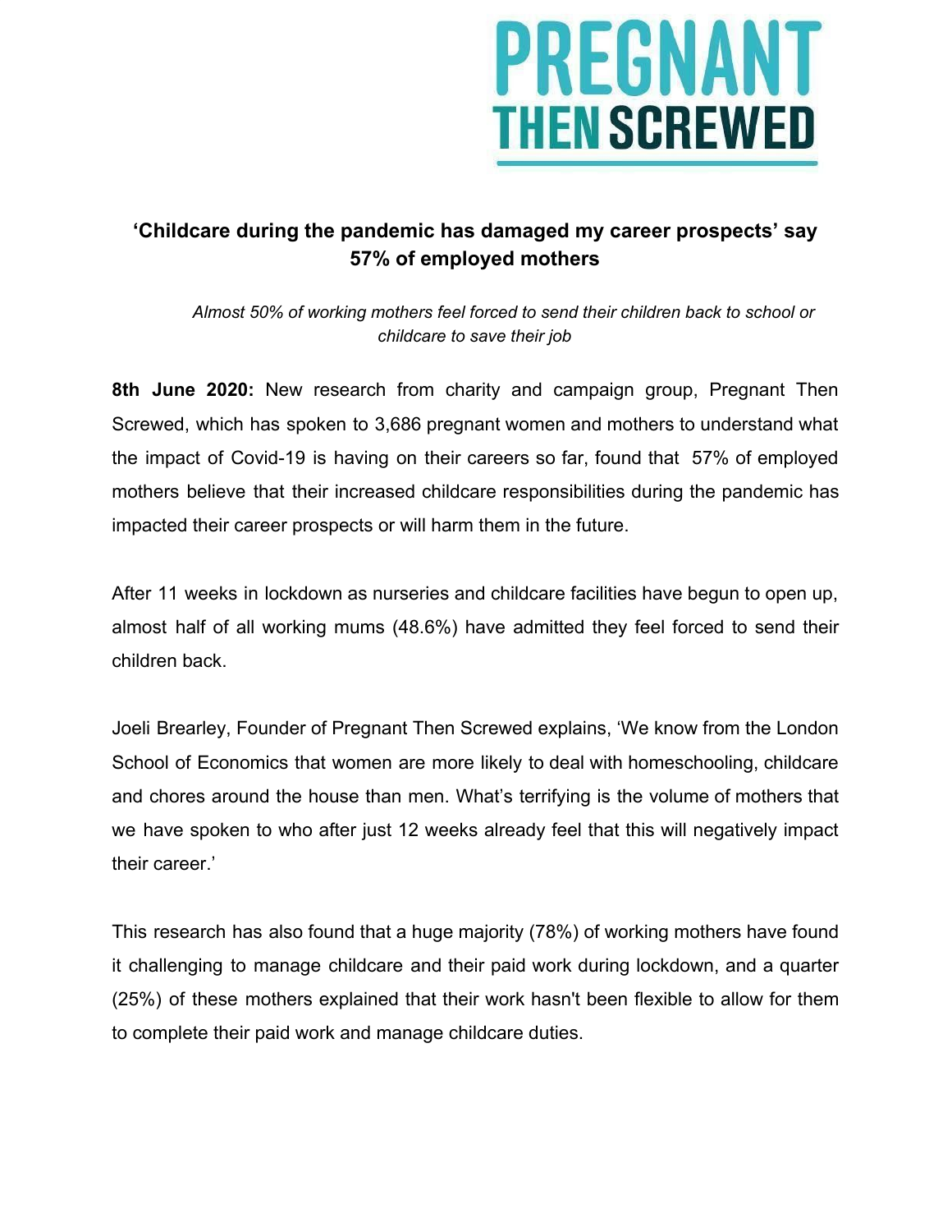PREGNANT THEN SCREWED

## ‘Childcare during the pandemic has damaged my career prospects’ say 57% of employed mothers

*Almost 50% of working mothers feel forced to send their children back to school or childcare to save their job*

**8th June 2020:** New research from charity and campaign group, Pregnant Then Screwed, which has spoken to 3,686 pregnant women and mothers to understand what the impact of Covid-19 is having on their careers so far, found that 57% of employed mothers believe that their increased childcare responsibilities during the pandemic has impacted their career prospects or will harm them in the future.

After 11 weeks in lockdown as nurseries and childcare facilities have begun to open up, almost half of all working mums (48.6%) have admitted they feel forced to send their children back.

Joeli Brearley, Founder of Pregnant Then Screwed explains, ‘We know from the London School of Economics that women are more likely to deal with homeschooling, childcare and chores around the house than men. What’s terrifying is the volume of mothers that we have spoken to who after just 12 weeks already feel that this will negatively impact their career.’

This research has also found that a huge majority (78%) of working mothers have found it challenging to manage childcare and their paid work during lockdown, and a quarter (25%) of these mothers explained that their work hasn't been flexible to allow for them to complete their paid work and manage childcare duties.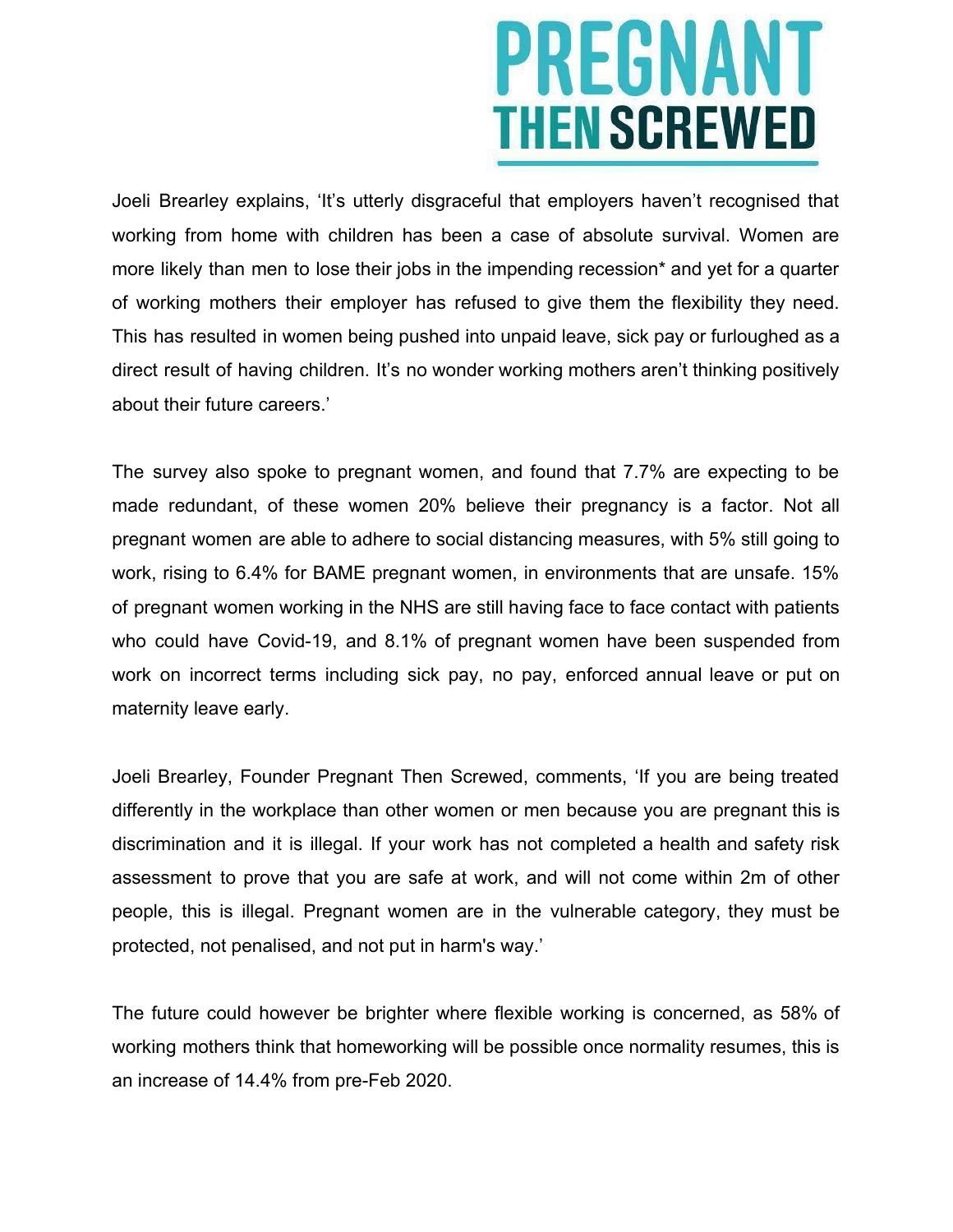Joeli Brearley explains, 'It's utterly disgraceful that employers haven't recognised that working from home with children has been a case of absolute survival. Women are more likely than men to lose their jobs in the impending recession* and yet for a quarter of working mothers their employer has refused to give them the flexibility they need. This has resulted in women being pushed into unpaid leave, sick pay or furloughed as a direct result of having children. It's no wonder working mothers aren't thinking positively about their future careers.'

The survey also spoke to pregnant women, and found that 7.7% are expecting to be made redundant, of these women 20% believe their pregnancy is a factor. Not all pregnant women are able to adhere to social distancing measures, with 5% still going to work, rising to 6.4% for BAME pregnant women, in environments that are unsafe. 15% of pregnant women working in the NHS are still having face to face contact with patients who could have Covid-19, and 8.1% of pregnant women have been suspended from work on incorrect terms including sick pay, no pay, enforced annual leave or put on maternity leave early.

Joeli Brearley, Founder Pregnant Then Screwed, comments, 'If you are being treated differently in the workplace than other women or men because you are pregnant this is discrimination and it is illegal. If your work has not completed a health and safety risk assessment to prove that you are safe at work, and will not come within 2m of other people, this is illegal. Pregnant women are in the vulnerable category, they must be protected, not penalised, and not put in harm's way.'

The future could however be brighter where flexible working is concerned, as 58% of working mothers think that homeworking will be possible once normality resumes, this is an increase of 14.4% from pre-Feb 2020.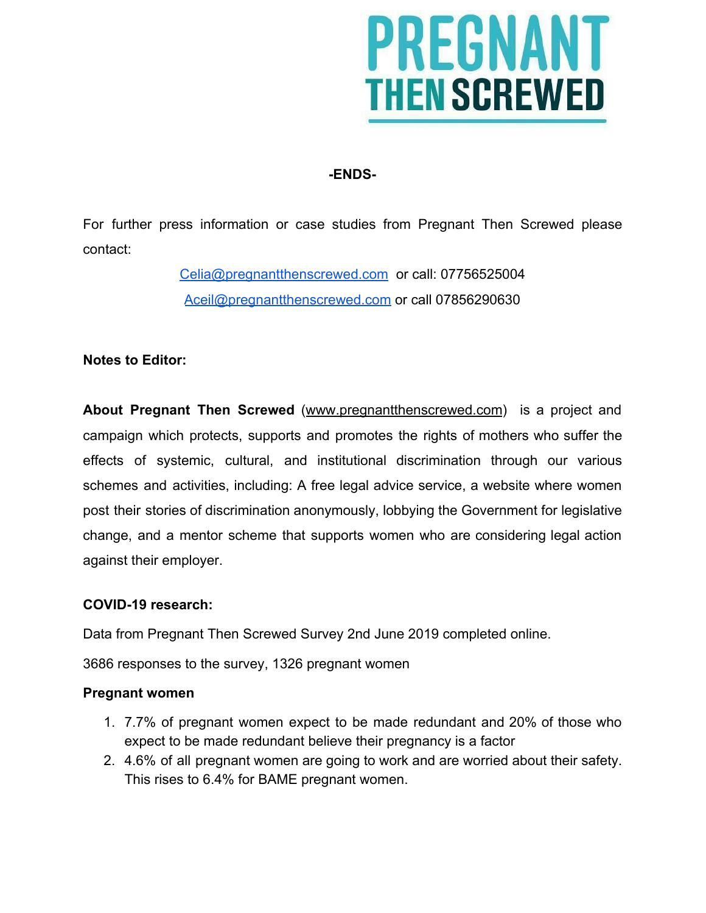**-ENDS-**

For further press information or case studies from Pregnant Then Screwed please contact:

Celia@pregnantthenscrewed.com or call: 07756525004

Aceil@pregnantthenscrewed.com or call 07856290630

**Notes to Editor:**

**About Pregnant Then Screwed** (www.pregnantthenscrewed.com) is a project and campaign which protects, supports and promotes the rights of mothers who suffer the effects of systemic, cultural, and institutional discrimination through our various schemes and activities, including: A free legal advice service, a website where women post their stories of discrimination anonymously, lobbying the Government for legislative change, and a mentor scheme that supports women who are considering legal action against their employer.

**COVID-19 research:**

Data from Pregnant Then Screwed Survey 2nd June 2019 completed online.

3686 responses to the survey, 1326 pregnant women

**Pregnant women**

1. 7.7% of pregnant women expect to be made redundant and 20% of those who expect to be made redundant believe their pregnancy is a factor
2. 4.6% of all pregnant women are going to work and are worried about their safety. This rises to 6.4% for BAME pregnant women.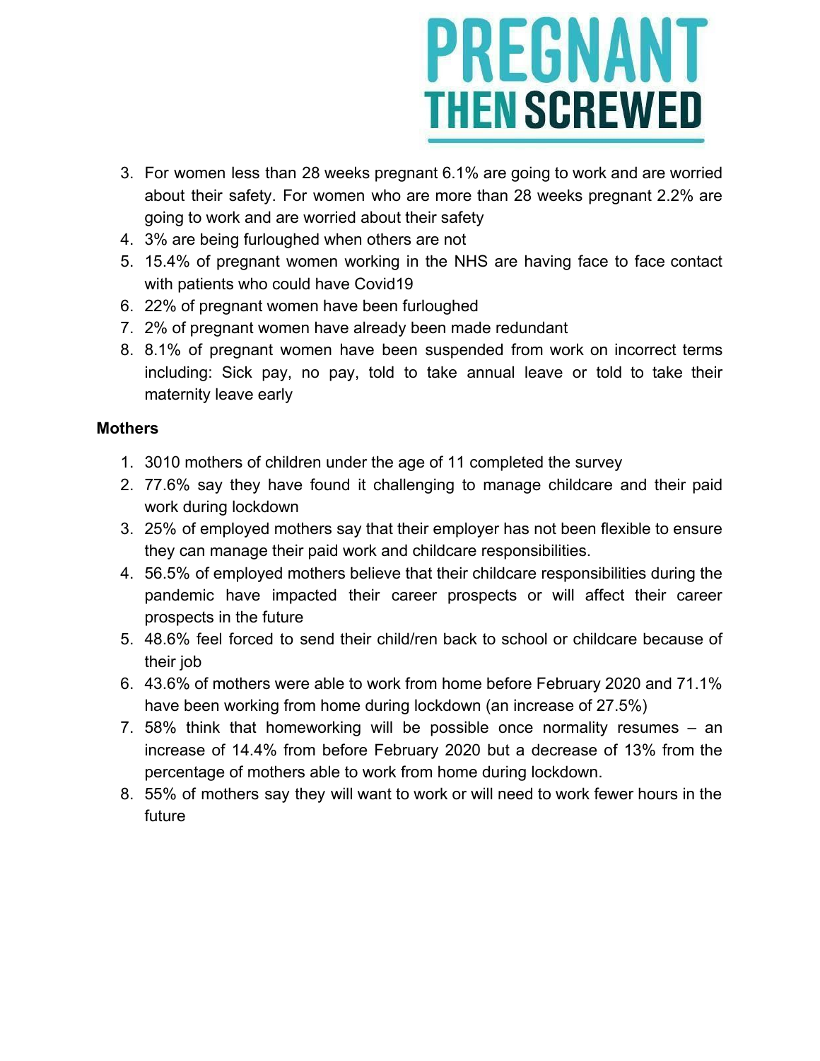3. For women less than 28 weeks pregnant 6.1% are going to work and are worried about their safety. For women who are more than 28 weeks pregnant 2.2% are going to work and are worried about their safety
4. 3% are being furloughed when others are not
5. 15.4% of pregnant women working in the NHS are having face to face contact with patients who could have Covid19
6. 22% of pregnant women have been furloughed
7. 2% of pregnant women have already been made redundant
8. 8.1% of pregnant women have been suspended from work on incorrect terms including: Sick pay, no pay, told to take annual leave or told to take their maternity leave early

**Mothers**

1. 3010 mothers of children under the age of 11 completed the survey
2. 77.6% say they have found it challenging to manage childcare and their paid work during lockdown
3. 25% of employed mothers say that their employer has not been flexible to ensure they can manage their paid work and childcare responsibilities.
4. 56.5% of employed mothers believe that their childcare responsibilities during the pandemic have impacted their career prospects or will affect their career prospects in the future
5. 48.6% feel forced to send their child/ren back to school or childcare because of their job
6. 43.6% of mothers were able to work from home before February 2020 and 71.1% have been working from home during lockdown (an increase of 27.5%)
7. 58% think that homeworking will be possible once normality resumes – an increase of 14.4% from before February 2020 but a decrease of 13% from the percentage of mothers able to work from home during lockdown.
8. 55% of mothers say they will want to work or will need to work fewer hours in the future